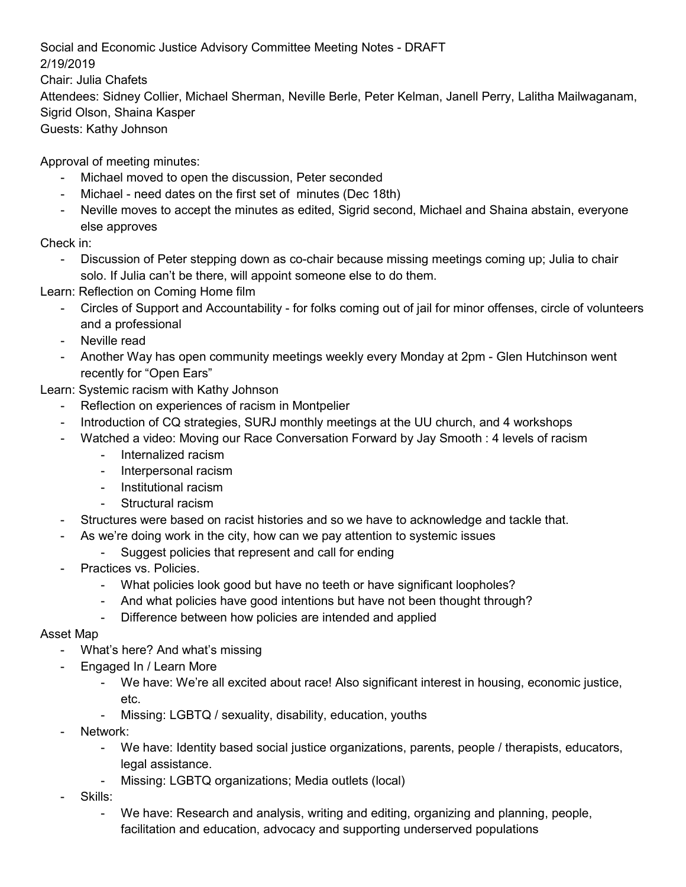Social and Economic Justice Advisory Committee Meeting Notes - DRAFT
2/19/2019
Chair: Julia Chafets
Attendees: Sidney Collier, Michael Sherman, Neville Berle, Peter Kelman, Janell Perry, Lalitha Mailwaganam, Sigrid Olson, Shaina Kasper
Guests: Kathy Johnson

Approval of meeting minutes:

- Michael moved to open the discussion, Peter seconded
- Michael - need dates on the first set of minutes (Dec 18th)
- Neville moves to accept the minutes as edited, Sigrid second, Michael and Shaina abstain, everyone else approves

Check in:

- Discussion of Peter stepping down as co-chair because missing meetings coming up; Julia to chair solo. If Julia can't be there, will appoint someone else to do them.

Learn: Reflection on Coming Home film

- Circles of Support and Accountability - for folks coming out of jail for minor offenses, circle of volunteers and a professional
- Neville read
- Another Way has open community meetings weekly every Monday at 2pm - Glen Hutchinson went recently for "Open Ears"

Learn: Systemic racism with Kathy Johnson

- Reflection on experiences of racism in Montpelier
- Introduction of CQ strategies, SURJ monthly meetings at the UU church, and 4 workshops
- Watched a video: Moving our Race Conversation Forward by Jay Smooth : 4 levels of racism
  - Internalized racism
  - Interpersonal racism
  - Institutional racism
  - Structural racism
- Structures were based on racist histories and so we have to acknowledge and tackle that.
- As we're doing work in the city, how can we pay attention to systemic issues
  - Suggest policies that represent and call for ending
- Practices vs. Policies.
  - What policies look good but have no teeth or have significant loopholes?
  - And what policies have good intentions but have not been thought through?
  - Difference between how policies are intended and applied

Asset Map

- What's here? And what's missing
- Engaged In / Learn More
  - We have: We're all excited about race! Also significant interest in housing, economic justice, etc.
  - Missing: LGBTQ / sexuality, disability, education, youths
- Network:
  - We have: Identity based social justice organizations, parents, people / therapists, educators, legal assistance.
  - Missing: LGBTQ organizations; Media outlets (local)
- Skills:
  - We have: Research and analysis, writing and editing, organizing and planning, people, facilitation and education, advocacy and supporting underserved populations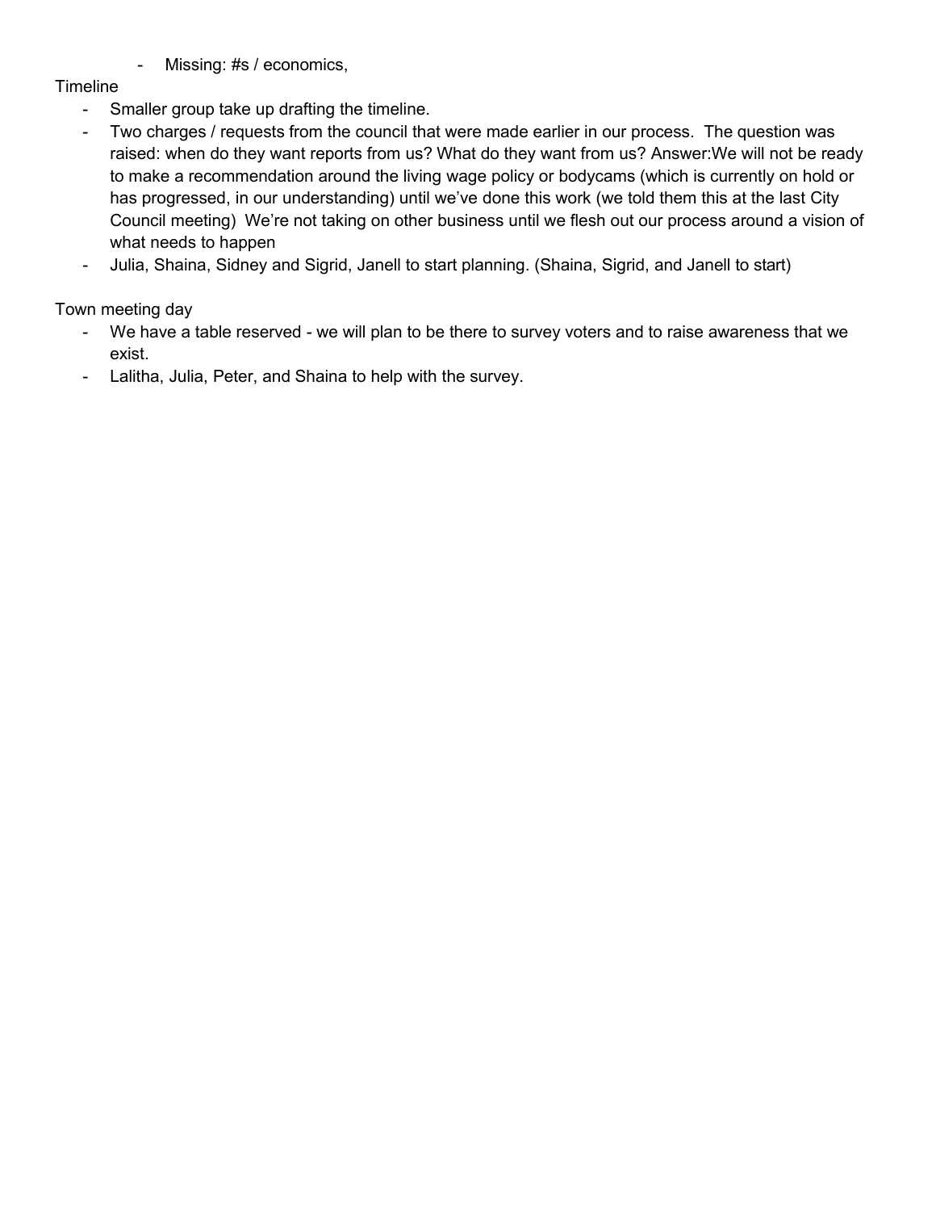- Missing: #s / economics,

Timeline

- Smaller group take up drafting the timeline.
- Two charges / requests from the council that were made earlier in our process. The question was raised: when do they want reports from us? What do they want from us? Answer:We will not be ready to make a recommendation around the living wage policy or bodycams (which is currently on hold or has progressed, in our understanding) until we've done this work (we told them this at the last City Council meeting) We're not taking on other business until we flesh out our process around a vision of what needs to happen
- Julia, Shaina, Sidney and Sigrid, Janell to start planning. (Shaina, Sigrid, and Janell to start)

Town meeting day

- We have a table reserved - we will plan to be there to survey voters and to raise awareness that we exist.
- Lalitha, Julia, Peter, and Shaina to help with the survey.